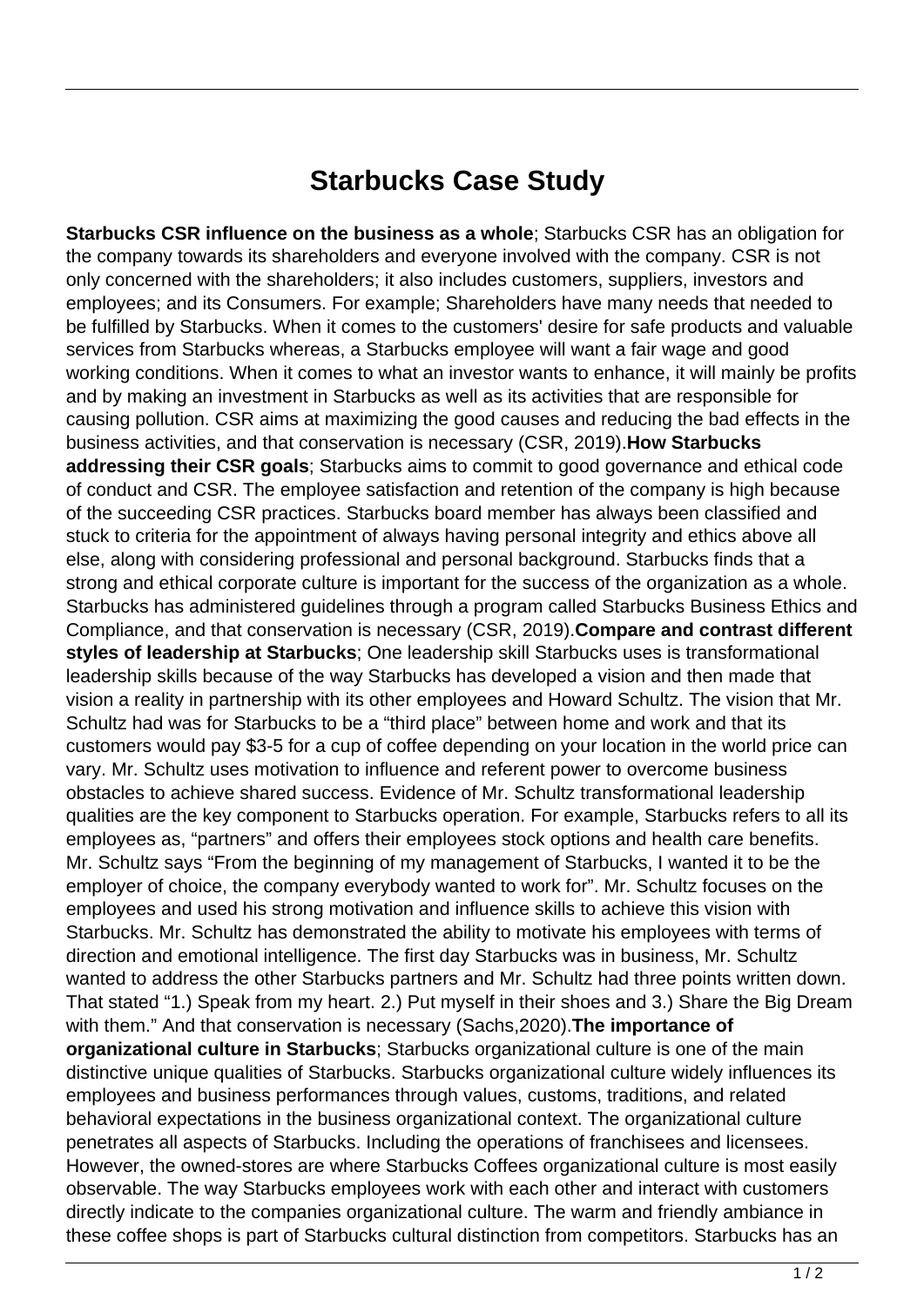# Starbucks Case Study

**Starbucks CSR influence on the business as a whole**; Starbucks CSR has an obligation for the company towards its shareholders and everyone involved with the company. CSR is not only concerned with the shareholders; it also includes customers, suppliers, investors and employees; and its Consumers. For example; Shareholders have many needs that needed to be fulfilled by Starbucks. When it comes to the customers' desire for safe products and valuable services from Starbucks whereas, a Starbucks employee will want a fair wage and good working conditions. When it comes to what an investor wants to enhance, it will mainly be profits and by making an investment in Starbucks as well as its activities that are responsible for causing pollution. CSR aims at maximizing the good causes and reducing the bad effects in the business activities, and that conservation is necessary (CSR, 2019).**How Starbucks addressing their CSR goals**; Starbucks aims to commit to good governance and ethical code of conduct and CSR. The employee satisfaction and retention of the company is high because of the succeeding CSR practices. Starbucks board member has always been classified and stuck to criteria for the appointment of always having personal integrity and ethics above all else, along with considering professional and personal background. Starbucks finds that a strong and ethical corporate culture is important for the success of the organization as a whole. Starbucks has administered guidelines through a program called Starbucks Business Ethics and Compliance, and that conservation is necessary (CSR, 2019).**Compare and contrast different styles of leadership at Starbucks**; One leadership skill Starbucks uses is transformational leadership skills because of the way Starbucks has developed a vision and then made that vision a reality in partnership with its other employees and Howard Schultz. The vision that Mr. Schultz had was for Starbucks to be a "third place" between home and work and that its customers would pay $3-5 for a cup of coffee depending on your location in the world price can vary. Mr. Schultz uses motivation to influence and referent power to overcome business obstacles to achieve shared success. Evidence of Mr. Schultz transformational leadership qualities are the key component to Starbucks operation. For example, Starbucks refers to all its employees as, "partners" and offers their employees stock options and health care benefits. Mr. Schultz says "From the beginning of my management of Starbucks, I wanted it to be the employer of choice, the company everybody wanted to work for". Mr. Schultz focuses on the employees and used his strong motivation and influence skills to achieve this vision with Starbucks. Mr. Schultz has demonstrated the ability to motivate his employees with terms of direction and emotional intelligence. The first day Starbucks was in business, Mr. Schultz wanted to address the other Starbucks partners and Mr. Schultz had three points written down. That stated "1.) Speak from my heart. 2.) Put myself in their shoes and 3.) Share the Big Dream with them." And that conservation is necessary (Sachs,2020).**The importance of organizational culture in Starbucks**; Starbucks organizational culture is one of the main distinctive unique qualities of Starbucks. Starbucks organizational culture widely influences its employees and business performances through values, customs, traditions, and related behavioral expectations in the business organizational context. The organizational culture penetrates all aspects of Starbucks. Including the operations of franchisees and licensees. However, the owned-stores are where Starbucks Coffees organizational culture is most easily observable. The way Starbucks employees work with each other and interact with customers directly indicate to the companies organizational culture. The warm and friendly ambiance in these coffee shops is part of Starbucks cultural distinction from competitors. Starbucks has an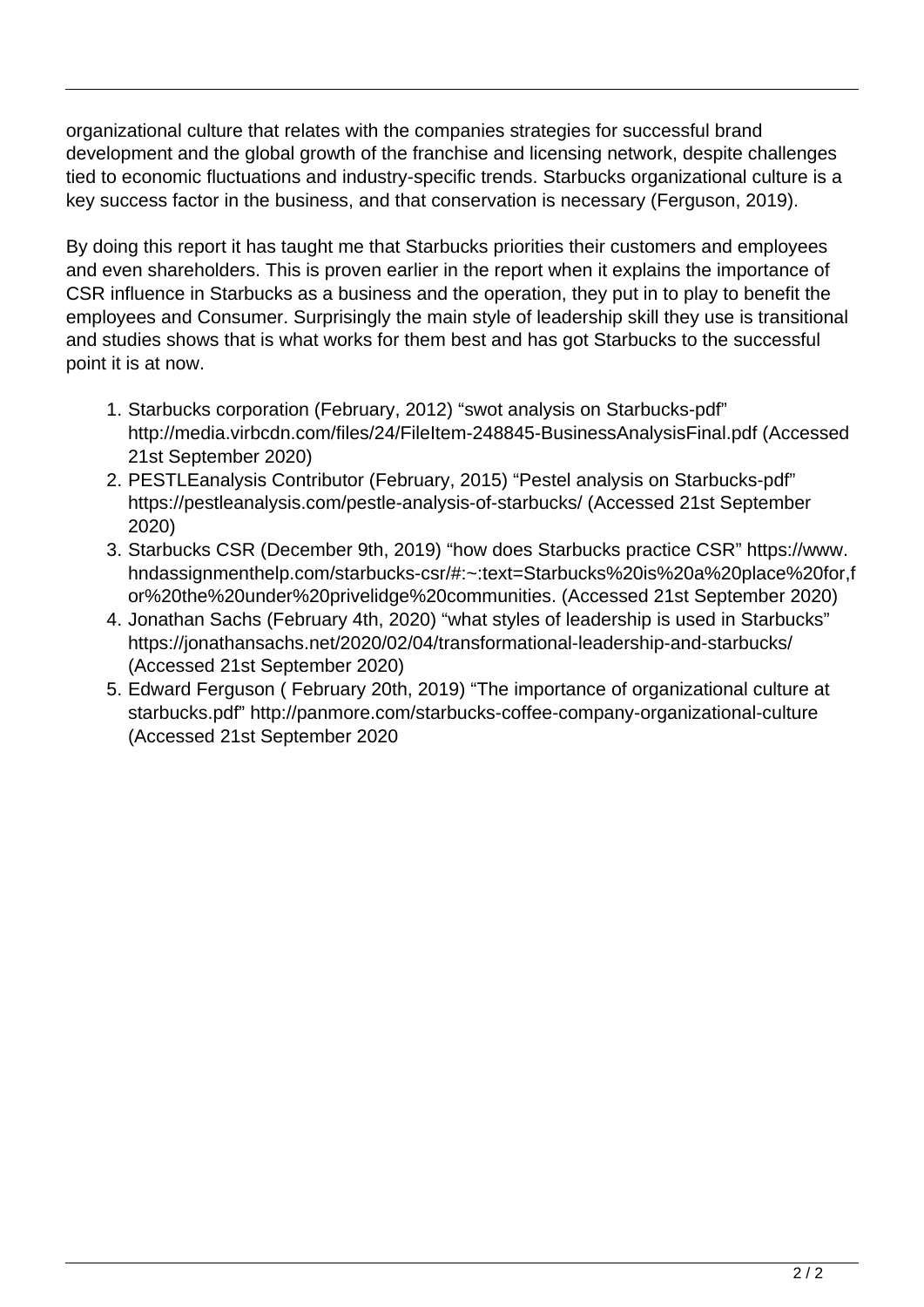organizational culture that relates with the companies strategies for successful brand development and the global growth of the franchise and licensing network, despite challenges tied to economic fluctuations and industry-specific trends. Starbucks organizational culture is a key success factor in the business, and that conservation is necessary (Ferguson, 2019).

By doing this report it has taught me that Starbucks priorities their customers and employees and even shareholders. This is proven earlier in the report when it explains the importance of CSR influence in Starbucks as a business and the operation, they put in to play to benefit the employees and Consumer. Surprisingly the main style of leadership skill they use is transitional and studies shows that is what works for them best and has got Starbucks to the successful point it is at now.

1. Starbucks corporation (February, 2012) "swot analysis on Starbucks-pdf" http://media.virbcdn.com/files/24/FileItem-248845-BusinessAnalysisFinal.pdf (Accessed 21st September 2020)
2. PESTLEanalysis Contributor (February, 2015) "Pestel analysis on Starbucks-pdf" https://pestleanalysis.com/pestle-analysis-of-starbucks/ (Accessed 21st September 2020)
3. Starbucks CSR (December 9th, 2019) "how does Starbucks practice CSR" https://www.hndassignmenthelp.com/starbucks-csr/#:~:text=Starbucks%20is%20a%20place%20for,for%20the%20under%20privelidge%20communities. (Accessed 21st September 2020)
4. Jonathan Sachs (February 4th, 2020) "what styles of leadership is used in Starbucks" https://jonathansachs.net/2020/02/04/transformational-leadership-and-starbucks/ (Accessed 21st September 2020)
5. Edward Ferguson ( February 20th, 2019) "The importance of organizational culture at starbucks.pdf" http://panmore.com/starbucks-coffee-company-organizational-culture (Accessed 21st September 2020